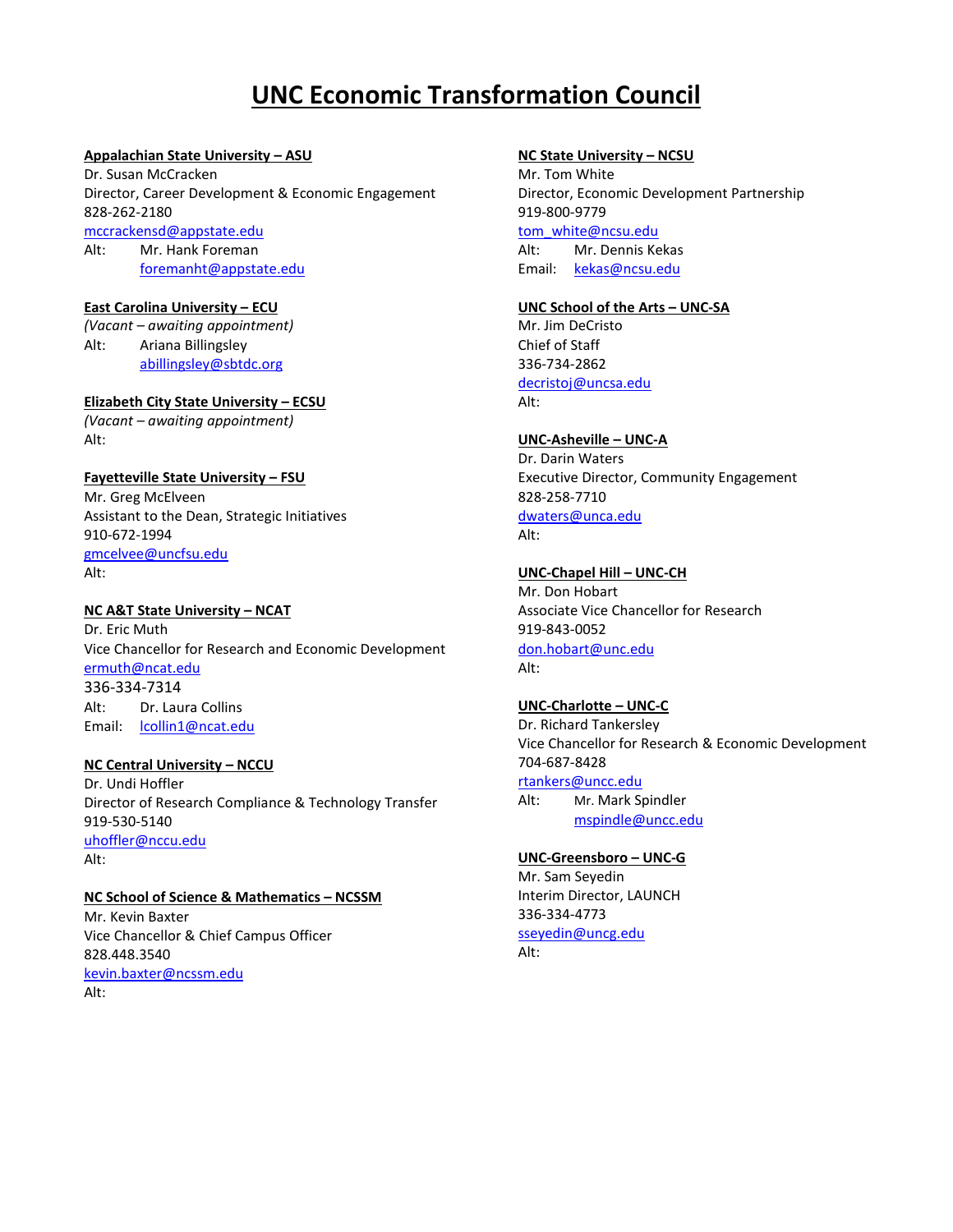# UNC Economic Transformation Council

**Appalachian State University – ASU**
Dr. Susan McCracken
Director, Career Development & Economic Engagement
828-262-2180
mccrackensd@appstate.edu
Alt: Mr. Hank Foreman
foremanht@appstate.edu

**East Carolina University – ECU**
*(Vacant – awaiting appointment)*
Alt: Ariana Billingsley
abillingsley@sbtdc.org

**Elizabeth City State University – ECSU**
*(Vacant – awaiting appointment)*
Alt:

**Fayetteville State University – FSU**
Mr. Greg McElveen
Assistant to the Dean, Strategic Initiatives
910-672-1994
gmcelvee@uncfsu.edu
Alt:

**NC A&T State University – NCAT**
Dr. Eric Muth
Vice Chancellor for Research and Economic Development
ermuth@ncat.edu
336-334-7314
Alt: Dr. Laura Collins
Email: lcollin1@ncat.edu

**NC Central University – NCCU**
Dr. Undi Hoffler
Director of Research Compliance & Technology Transfer
919-530-5140
uhoffler@nccu.edu
Alt:

**NC School of Science & Mathematics – NCSSM**
Mr. Kevin Baxter
Vice Chancellor & Chief Campus Officer
828.448.3540
kevin.baxter@ncssm.edu
Alt:

**NC State University – NCSU**
Mr. Tom White
Director, Economic Development Partnership
919-800-9779
tom_white@ncsu.edu
Alt: Mr. Dennis Kekas
Email: kekas@ncsu.edu

**UNC School of the Arts – UNC-SA**
Mr. Jim DeCristo
Chief of Staff
336-734-2862
decristoj@uncsa.edu
Alt:

**UNC-Asheville – UNC-A**
Dr. Darin Waters
Executive Director, Community Engagement
828-258-7710
dwaters@unca.edu
Alt:

**UNC-Chapel Hill – UNC-CH**
Mr. Don Hobart
Associate Vice Chancellor for Research
919-843-0052
don.hobart@unc.edu
Alt:

**UNC-Charlotte – UNC-C**
Dr. Richard Tankersley
Vice Chancellor for Research & Economic Development
704-687-8428
rtankers@uncc.edu
Alt: Mr. Mark Spindler
mspindle@uncc.edu

**UNC-Greensboro – UNC-G**
Mr. Sam Seyedin
Interim Director, LAUNCH
336-334-4773
sseyedin@uncg.edu
Alt: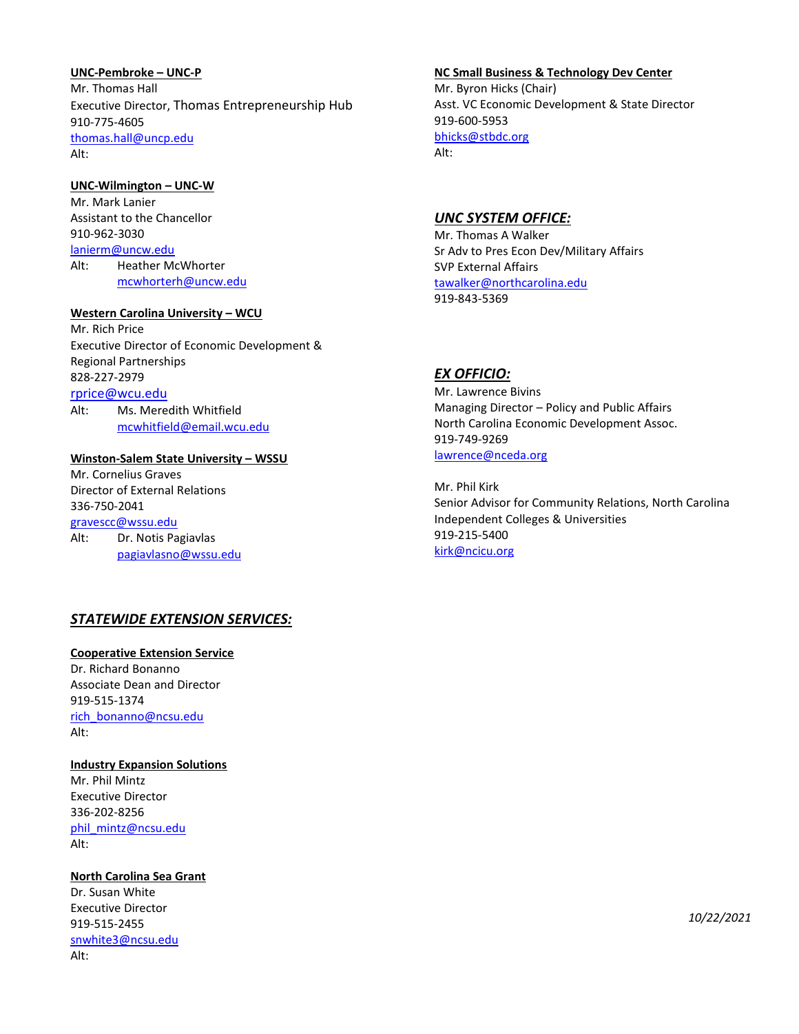**UNC-Pembroke – UNC-P**
Mr. Thomas Hall
Executive Director, Thomas Entrepreneurship Hub
910-775-4605
thomas.hall@uncp.edu
Alt:

**UNC-Wilmington – UNC-W**
Mr. Mark Lanier
Assistant to the Chancellor
910-962-3030
lanierm@uncw.edu
Alt: Heather McWhorter
mcwhorterh@uncw.edu

**Western Carolina University – WCU**
Mr. Rich Price
Executive Director of Economic Development & Regional Partnerships
828-227-2979
rprice@wcu.edu
Alt: Ms. Meredith Whitfield
mcwhitfield@email.wcu.edu

**Winston-Salem State University – WSSU**
Mr. Cornelius Graves
Director of External Relations
336-750-2041
gravescc@wssu.edu
Alt: Dr. Notis Pagiavlas
pagiavlasno@wssu.edu

## *STATEWIDE EXTENSION SERVICES:*

**Cooperative Extension Service**
Dr. Richard Bonanno
Associate Dean and Director
919-515-1374
rich_bonanno@ncsu.edu
Alt:

**Industry Expansion Solutions**
Mr. Phil Mintz
Executive Director
336-202-8256
phil_mintz@ncsu.edu
Alt:

**North Carolina Sea Grant**
Dr. Susan White
Executive Director
919-515-2455
snwhite3@ncsu.edu
Alt:

**NC Small Business & Technology Dev Center**
Mr. Byron Hicks (Chair)
Asst. VC Economic Development & State Director
919-600-5953
bhicks@stbdc.org
Alt:

## *UNC SYSTEM OFFICE:*

Mr. Thomas A Walker
Sr Adv to Pres Econ Dev/Military Affairs
SVP External Affairs
tawalker@northcarolina.edu
919-843-5369

## *EX OFFICIO:*

Mr. Lawrence Bivins
Managing Director – Policy and Public Affairs
North Carolina Economic Development Assoc.
919-749-9269
lawrence@nceda.org

Mr. Phil Kirk
Senior Advisor for Community Relations, North Carolina Independent Colleges & Universities
919-215-5400
kirk@ncicu.org

*10/22/2021*